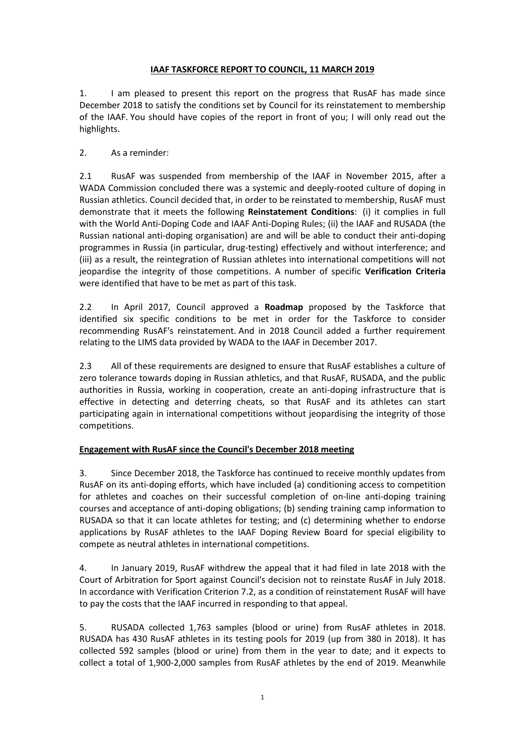# IAAF TASKFORCE REPORT TO COUNCIL, 11 MARCH 2019

1. I am pleased to present this report on the progress that RusAF has made since December 2018 to satisfy the conditions set by Council for its reinstatement to membership of the IAAF. You should have copies of the report in front of you; I will only read out the highlights.

2. As a reminder:

2.1 RusAF was suspended from membership of the IAAF in November 2015, after a WADA Commission concluded there was a systemic and deeply-rooted culture of doping in Russian athletics. Council decided that, in order to be reinstated to membership, RusAF must demonstrate that it meets the following **Reinstatement Conditions**: (i) it complies in full with the World Anti-Doping Code and IAAF Anti-Doping Rules; (ii) the IAAF and RUSADA (the Russian national anti-doping organisation) are and will be able to conduct their anti-doping programmes in Russia (in particular, drug-testing) effectively and without interference; and (iii) as a result, the reintegration of Russian athletes into international competitions will not jeopardise the integrity of those competitions. A number of specific **Verification Criteria** were identified that have to be met as part of this task.

2.2 In April 2017, Council approved a **Roadmap** proposed by the Taskforce that identified six specific conditions to be met in order for the Taskforce to consider recommending RusAF's reinstatement. And in 2018 Council added a further requirement relating to the LIMS data provided by WADA to the IAAF in December 2017.

2.3 All of these requirements are designed to ensure that RusAF establishes a culture of zero tolerance towards doping in Russian athletics, and that RusAF, RUSADA, and the public authorities in Russia, working in cooperation, create an anti-doping infrastructure that is effective in detecting and deterring cheats, so that RusAF and its athletes can start participating again in international competitions without jeopardising the integrity of those competitions.

## Engagement with RusAF since the Council's December 2018 meeting

3. Since December 2018, the Taskforce has continued to receive monthly updates from RusAF on its anti-doping efforts, which have included (a) conditioning access to competition for athletes and coaches on their successful completion of on-line anti-doping training courses and acceptance of anti-doping obligations; (b) sending training camp information to RUSADA so that it can locate athletes for testing; and (c) determining whether to endorse applications by RusAF athletes to the IAAF Doping Review Board for special eligibility to compete as neutral athletes in international competitions.

4. In January 2019, RusAF withdrew the appeal that it had filed in late 2018 with the Court of Arbitration for Sport against Council's decision not to reinstate RusAF in July 2018. In accordance with Verification Criterion 7.2, as a condition of reinstatement RusAF will have to pay the costs that the IAAF incurred in responding to that appeal.

5. RUSADA collected 1,763 samples (blood or urine) from RusAF athletes in 2018. RUSADA has 430 RusAF athletes in its testing pools for 2019 (up from 380 in 2018). It has collected 592 samples (blood or urine) from them in the year to date; and it expects to collect a total of 1,900-2,000 samples from RusAF athletes by the end of 2019. Meanwhile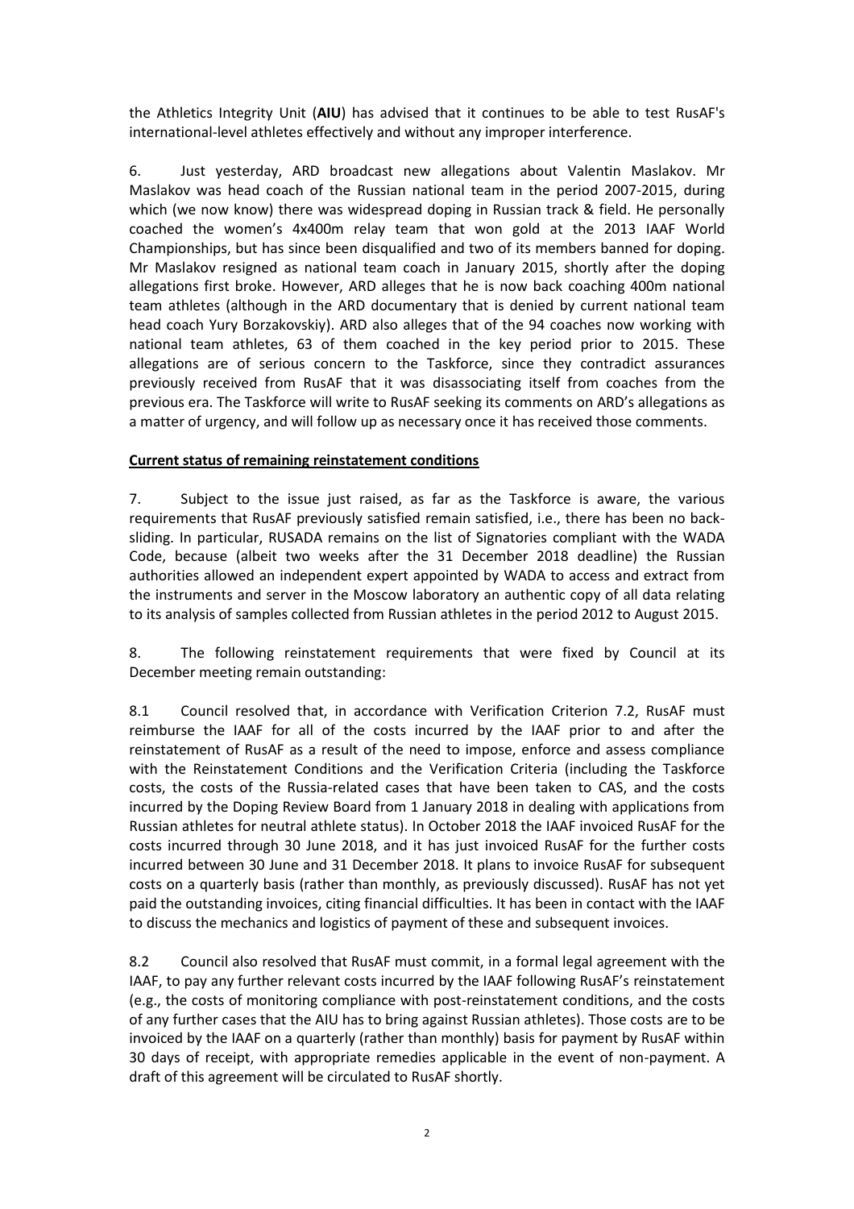the Athletics Integrity Unit (**AIU**) has advised that it continues to be able to test RusAF's international-level athletes effectively and without any improper interference.

6. Just yesterday, ARD broadcast new allegations about Valentin Maslakov. Mr Maslakov was head coach of the Russian national team in the period 2007-2015, during which (we now know) there was widespread doping in Russian track & field. He personally coached the women's 4x400m relay team that won gold at the 2013 IAAF World Championships, but has since been disqualified and two of its members banned for doping. Mr Maslakov resigned as national team coach in January 2015, shortly after the doping allegations first broke. However, ARD alleges that he is now back coaching 400m national team athletes (although in the ARD documentary that is denied by current national team head coach Yury Borzakovskiy). ARD also alleges that of the 94 coaches now working with national team athletes, 63 of them coached in the key period prior to 2015. These allegations are of serious concern to the Taskforce, since they contradict assurances previously received from RusAF that it was disassociating itself from coaches from the previous era. The Taskforce will write to RusAF seeking its comments on ARD's allegations as a matter of urgency, and will follow up as necessary once it has received those comments.

**Current status of remaining reinstatement conditions**

7. Subject to the issue just raised, as far as the Taskforce is aware, the various requirements that RusAF previously satisfied remain satisfied, i.e., there has been no back-sliding. In particular, RUSADA remains on the list of Signatories compliant with the WADA Code, because (albeit two weeks after the 31 December 2018 deadline) the Russian authorities allowed an independent expert appointed by WADA to access and extract from the instruments and server in the Moscow laboratory an authentic copy of all data relating to its analysis of samples collected from Russian athletes in the period 2012 to August 2015.

8. The following reinstatement requirements that were fixed by Council at its December meeting remain outstanding:

8.1 Council resolved that, in accordance with Verification Criterion 7.2, RusAF must reimburse the IAAF for all of the costs incurred by the IAAF prior to and after the reinstatement of RusAF as a result of the need to impose, enforce and assess compliance with the Reinstatement Conditions and the Verification Criteria (including the Taskforce costs, the costs of the Russia-related cases that have been taken to CAS, and the costs incurred by the Doping Review Board from 1 January 2018 in dealing with applications from Russian athletes for neutral athlete status). In October 2018 the IAAF invoiced RusAF for the costs incurred through 30 June 2018, and it has just invoiced RusAF for the further costs incurred between 30 June and 31 December 2018. It plans to invoice RusAF for subsequent costs on a quarterly basis (rather than monthly, as previously discussed). RusAF has not yet paid the outstanding invoices, citing financial difficulties. It has been in contact with the IAAF to discuss the mechanics and logistics of payment of these and subsequent invoices.

8.2 Council also resolved that RusAF must commit, in a formal legal agreement with the IAAF, to pay any further relevant costs incurred by the IAAF following RusAF's reinstatement (e.g., the costs of monitoring compliance with post-reinstatement conditions, and the costs of any further cases that the AIU has to bring against Russian athletes). Those costs are to be invoiced by the IAAF on a quarterly (rather than monthly) basis for payment by RusAF within 30 days of receipt, with appropriate remedies applicable in the event of non-payment. A draft of this agreement will be circulated to RusAF shortly.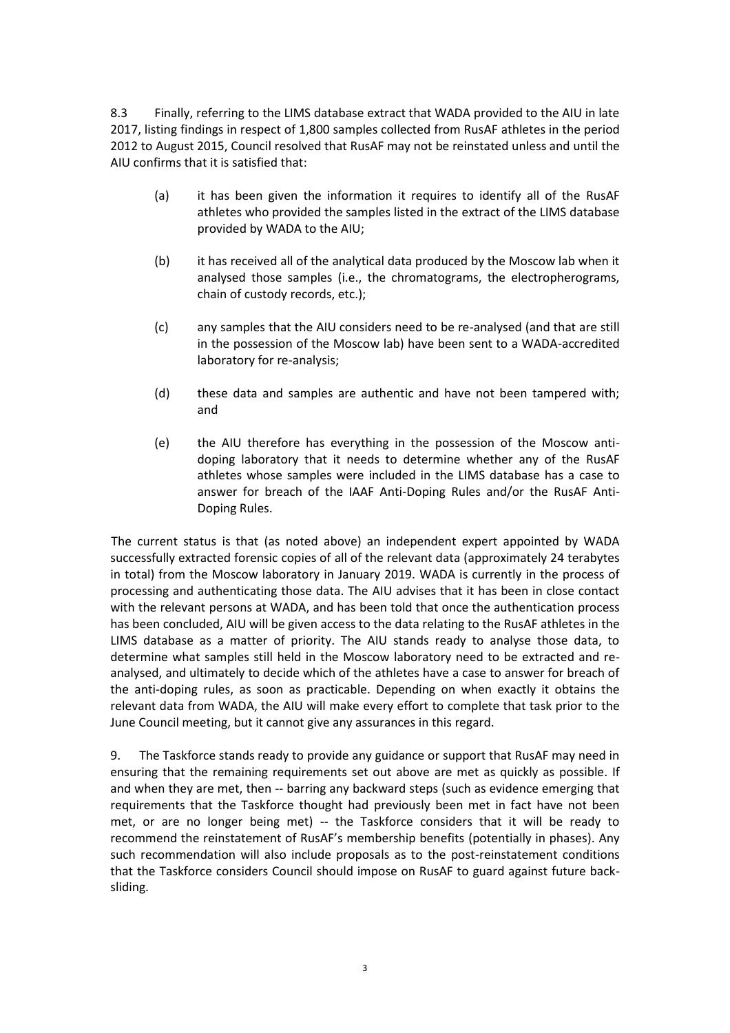8.3 Finally, referring to the LIMS database extract that WADA provided to the AIU in late 2017, listing findings in respect of 1,800 samples collected from RusAF athletes in the period 2012 to August 2015, Council resolved that RusAF may not be reinstated unless and until the AIU confirms that it is satisfied that:

(a) it has been given the information it requires to identify all of the RusAF athletes who provided the samples listed in the extract of the LIMS database provided by WADA to the AIU;

(b) it has received all of the analytical data produced by the Moscow lab when it analysed those samples (i.e., the chromatograms, the electropherograms, chain of custody records, etc.);

(c) any samples that the AIU considers need to be re-analysed (and that are still in the possession of the Moscow lab) have been sent to a WADA-accredited laboratory for re-analysis;

(d) these data and samples are authentic and have not been tampered with; and

(e) the AIU therefore has everything in the possession of the Moscow anti-doping laboratory that it needs to determine whether any of the RusAF athletes whose samples were included in the LIMS database has a case to answer for breach of the IAAF Anti-Doping Rules and/or the RusAF Anti-Doping Rules.

The current status is that (as noted above) an independent expert appointed by WADA successfully extracted forensic copies of all of the relevant data (approximately 24 terabytes in total) from the Moscow laboratory in January 2019. WADA is currently in the process of processing and authenticating those data. The AIU advises that it has been in close contact with the relevant persons at WADA, and has been told that once the authentication process has been concluded, AIU will be given access to the data relating to the RusAF athletes in the LIMS database as a matter of priority. The AIU stands ready to analyse those data, to determine what samples still held in the Moscow laboratory need to be extracted and re-analysed, and ultimately to decide which of the athletes have a case to answer for breach of the anti-doping rules, as soon as practicable. Depending on when exactly it obtains the relevant data from WADA, the AIU will make every effort to complete that task prior to the June Council meeting, but it cannot give any assurances in this regard.

9. The Taskforce stands ready to provide any guidance or support that RusAF may need in ensuring that the remaining requirements set out above are met as quickly as possible. If and when they are met, then -- barring any backward steps (such as evidence emerging that requirements that the Taskforce thought had previously been met in fact have not been met, or are no longer being met) -- the Taskforce considers that it will be ready to recommend the reinstatement of RusAF's membership benefits (potentially in phases). Any such recommendation will also include proposals as to the post-reinstatement conditions that the Taskforce considers Council should impose on RusAF to guard against future back-sliding.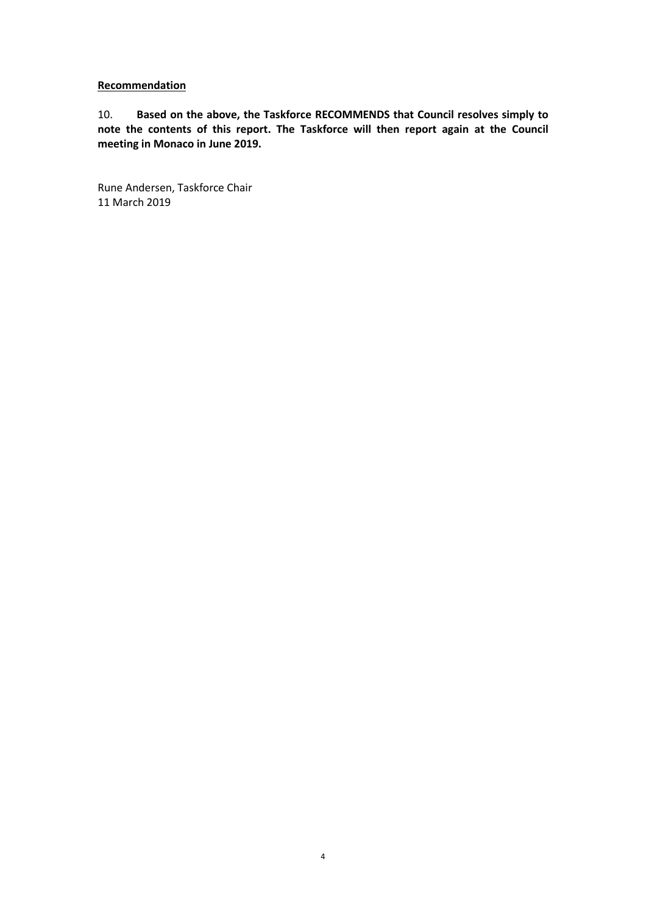**Recommendation**

10. **Based on the above, the Taskforce RECOMMENDS that Council resolves simply to note the contents of this report. The Taskforce will then report again at the Council meeting in Monaco in June 2019.**

Rune Andersen, Taskforce Chair
11 March 2019